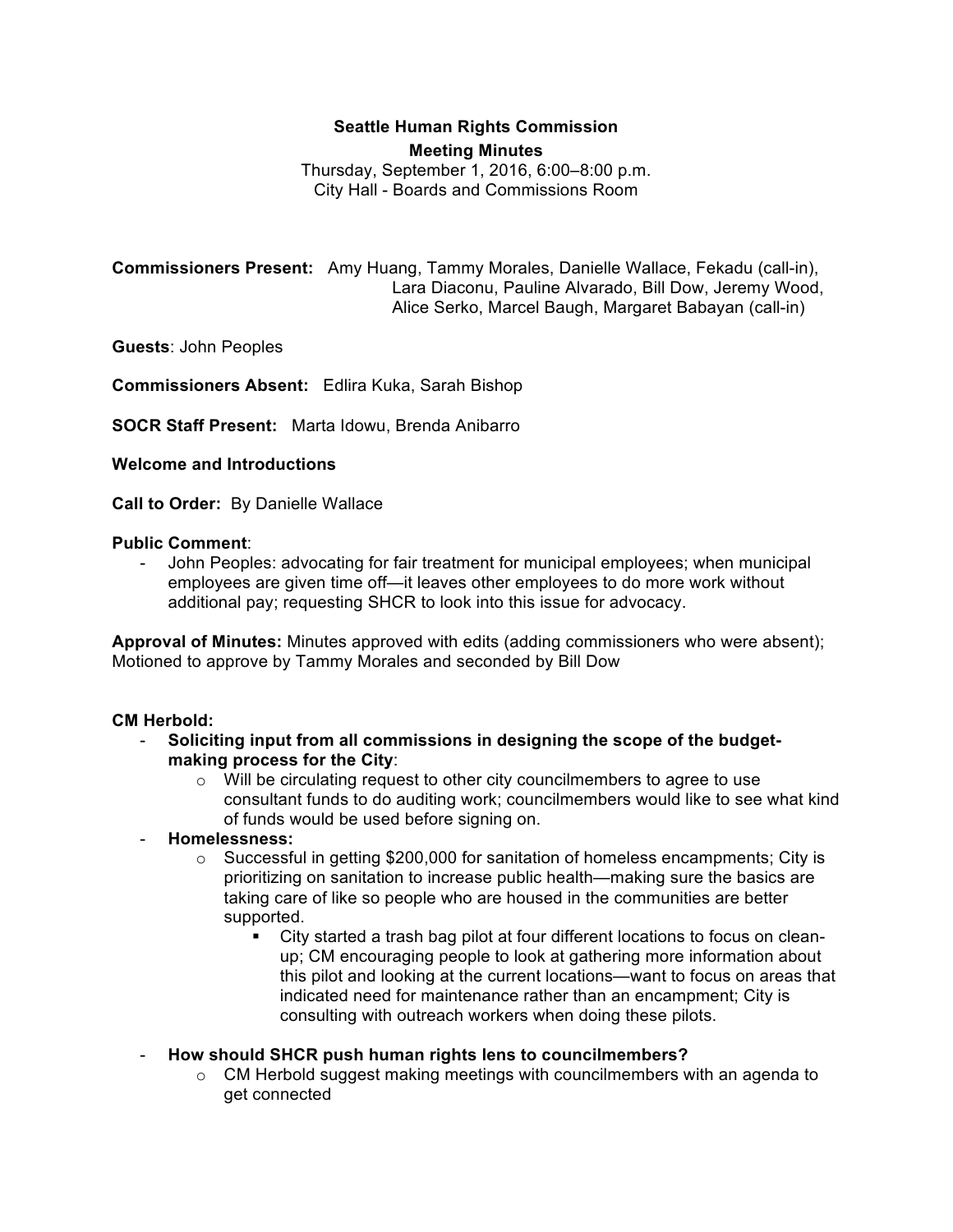# Seattle Human Rights Commission

## Meeting Minutes

Thursday, September 1, 2016, 6:00–8:00 p.m.
City Hall - Boards and Commissions Room

**Commissioners Present:** Amy Huang, Tammy Morales, Danielle Wallace, Fekadu (call-in), Lara Diaconu, Pauline Alvarado, Bill Dow, Jeremy Wood, Alice Serko, Marcel Baugh, Margaret Babayan (call-in)

**Guests**: John Peoples

**Commissioners Absent:** Edlira Kuka, Sarah Bishop

**SOCR Staff Present:** Marta Idowu, Brenda Anibarro

**Welcome and Introductions**

**Call to Order:** By Danielle Wallace

**Public Comment**:

- John Peoples: advocating for fair treatment for municipal employees; when municipal employees are given time off—it leaves other employees to do more work without additional pay; requesting SHCR to look into this issue for advocacy.

**Approval of Minutes:** Minutes approved with edits (adding commissioners who were absent); Motioned to approve by Tammy Morales and seconded by Bill Dow

**CM Herbold:**

- **Soliciting input from all commissions in designing the scope of the budget-making process for the City**:
  - Will be circulating request to other city councilmembers to agree to use consultant funds to do auditing work; councilmembers would like to see what kind of funds would be used before signing on.
- **Homelessness:**
  - Successful in getting $200,000 for sanitation of homeless encampments; City is prioritizing on sanitation to increase public health—making sure the basics are taking care of like so people who are housed in the communities are better supported.
    - City started a trash bag pilot at four different locations to focus on clean-up; CM encouraging people to look at gathering more information about this pilot and looking at the current locations—want to focus on areas that indicated need for maintenance rather than an encampment; City is consulting with outreach workers when doing these pilots.
- **How should SHCR push human rights lens to councilmembers?**
  - CM Herbold suggest making meetings with councilmembers with an agenda to get connected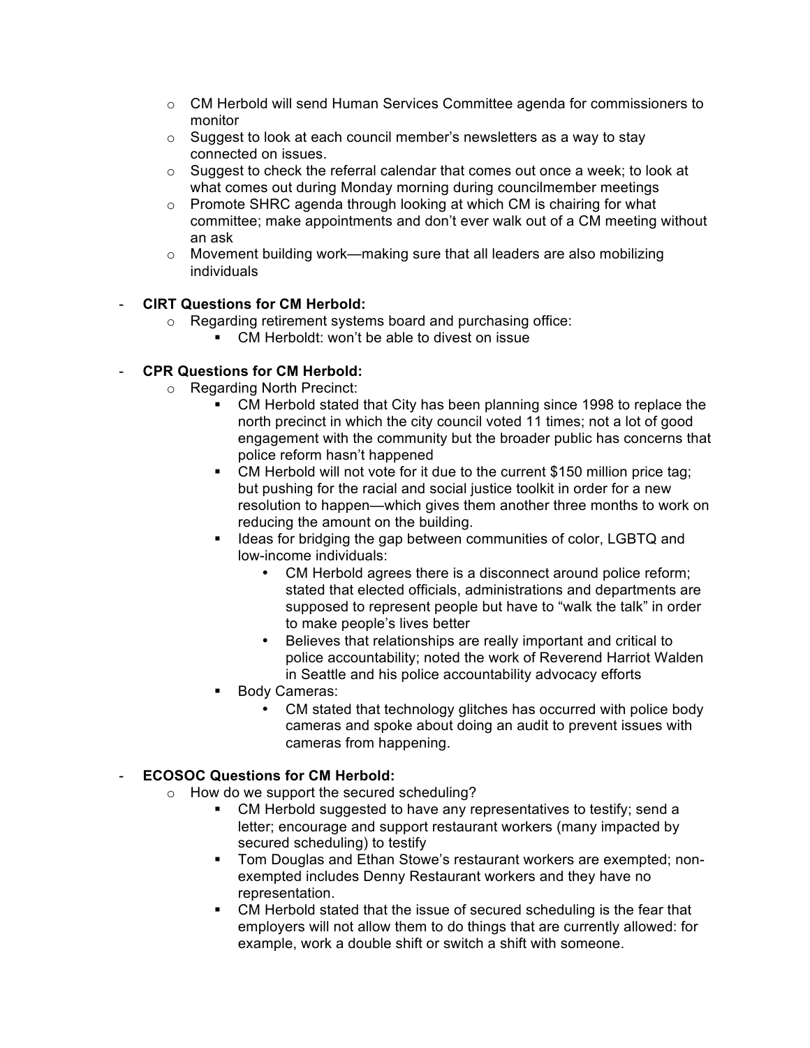- CM Herbold will send Human Services Committee agenda for commissioners to monitor
  - Suggest to look at each council member's newsletters as a way to stay connected on issues.
  - Suggest to check the referral calendar that comes out once a week; to look at what comes out during Monday morning during councilmember meetings
  - Promote SHRC agenda through looking at which CM is chairing for what committee; make appointments and don't ever walk out of a CM meeting without an ask
  - Movement building work—making sure that all leaders are also mobilizing individuals

- **CIRT Questions for CM Herbold:**
  - Regarding retirement systems board and purchasing office:
    - CM Herboldt: won't be able to divest on issue

- **CPR Questions for CM Herbold:**
  - Regarding North Precinct:
    - CM Herbold stated that City has been planning since 1998 to replace the north precinct in which the city council voted 11 times; not a lot of good engagement with the community but the broader public has concerns that police reform hasn't happened
    - CM Herbold will not vote for it due to the current $150 million price tag; but pushing for the racial and social justice toolkit in order for a new resolution to happen—which gives them another three months to work on reducing the amount on the building.
    - Ideas for bridging the gap between communities of color, LGBTQ and low-income individuals:
      - CM Herbold agrees there is a disconnect around police reform; stated that elected officials, administrations and departments are supposed to represent people but have to "walk the talk" in order to make people's lives better
      - Believes that relationships are really important and critical to police accountability; noted the work of Reverend Harriot Walden in Seattle and his police accountability advocacy efforts
    - Body Cameras:
      - CM stated that technology glitches has occurred with police body cameras and spoke about doing an audit to prevent issues with cameras from happening.

- **ECOSOC Questions for CM Herbold:**
  - How do we support the secured scheduling?
    - CM Herbold suggested to have any representatives to testify; send a letter; encourage and support restaurant workers (many impacted by secured scheduling) to testify
    - Tom Douglas and Ethan Stowe's restaurant workers are exempted; non-exempted includes Denny Restaurant workers and they have no representation.
    - CM Herbold stated that the issue of secured scheduling is the fear that employers will not allow them to do things that are currently allowed: for example, work a double shift or switch a shift with someone.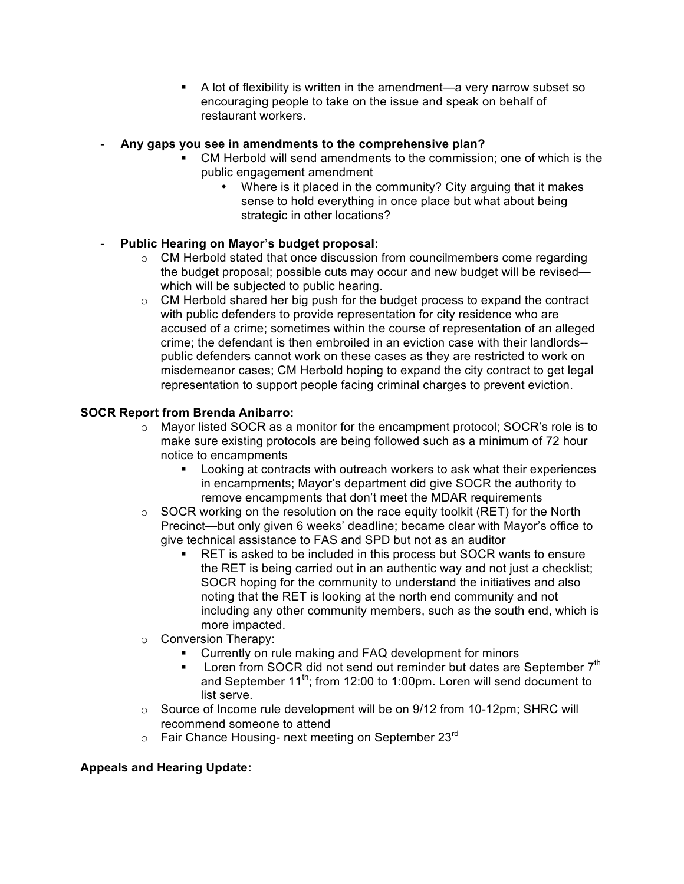- A lot of flexibility is written in the amendment—a very narrow subset so encouraging people to take on the issue and speak on behalf of restaurant workers.

- **Any gaps you see in amendments to the comprehensive plan?**
    - CM Herbold will send amendments to the commission; one of which is the public engagement amendment
        - Where is it placed in the community? City arguing that it makes sense to hold everything in once place but what about being strategic in other locations?

- **Public Hearing on Mayor's budget proposal:**
    - CM Herbold stated that once discussion from councilmembers come regarding the budget proposal; possible cuts may occur and new budget will be revised—which will be subjected to public hearing.
    - CM Herbold shared her big push for the budget process to expand the contract with public defenders to provide representation for city residence who are accused of a crime; sometimes within the course of representation of an alleged crime; the defendant is then embroiled in an eviction case with their landlords--public defenders cannot work on these cases as they are restricted to work on misdemeanor cases; CM Herbold hoping to expand the city contract to get legal representation to support people facing criminal charges to prevent eviction.

**SOCR Report from Brenda Anibarro:**

- Mayor listed SOCR as a monitor for the encampment protocol; SOCR's role is to make sure existing protocols are being followed such as a minimum of 72 hour notice to encampments
    - Looking at contracts with outreach workers to ask what their experiences in encampments; Mayor's department did give SOCR the authority to remove encampments that don't meet the MDAR requirements
- SOCR working on the resolution on the race equity toolkit (RET) for the North Precinct—but only given 6 weeks' deadline; became clear with Mayor's office to give technical assistance to FAS and SPD but not as an auditor
    - RET is asked to be included in this process but SOCR wants to ensure the RET is being carried out in an authentic way and not just a checklist; SOCR hoping for the community to understand the initiatives and also noting that the RET is looking at the north end community and not including any other community members, such as the south end, which is more impacted.
- Conversion Therapy:
    - Currently on rule making and FAQ development for minors
    - Loren from SOCR did not send out reminder but dates are September 7th and September 11th; from 12:00 to 1:00pm. Loren will send document to list serve.
- Source of Income rule development will be on 9/12 from 10-12pm; SHRC will recommend someone to attend
- Fair Chance Housing- next meeting on September 23rd

**Appeals and Hearing Update:**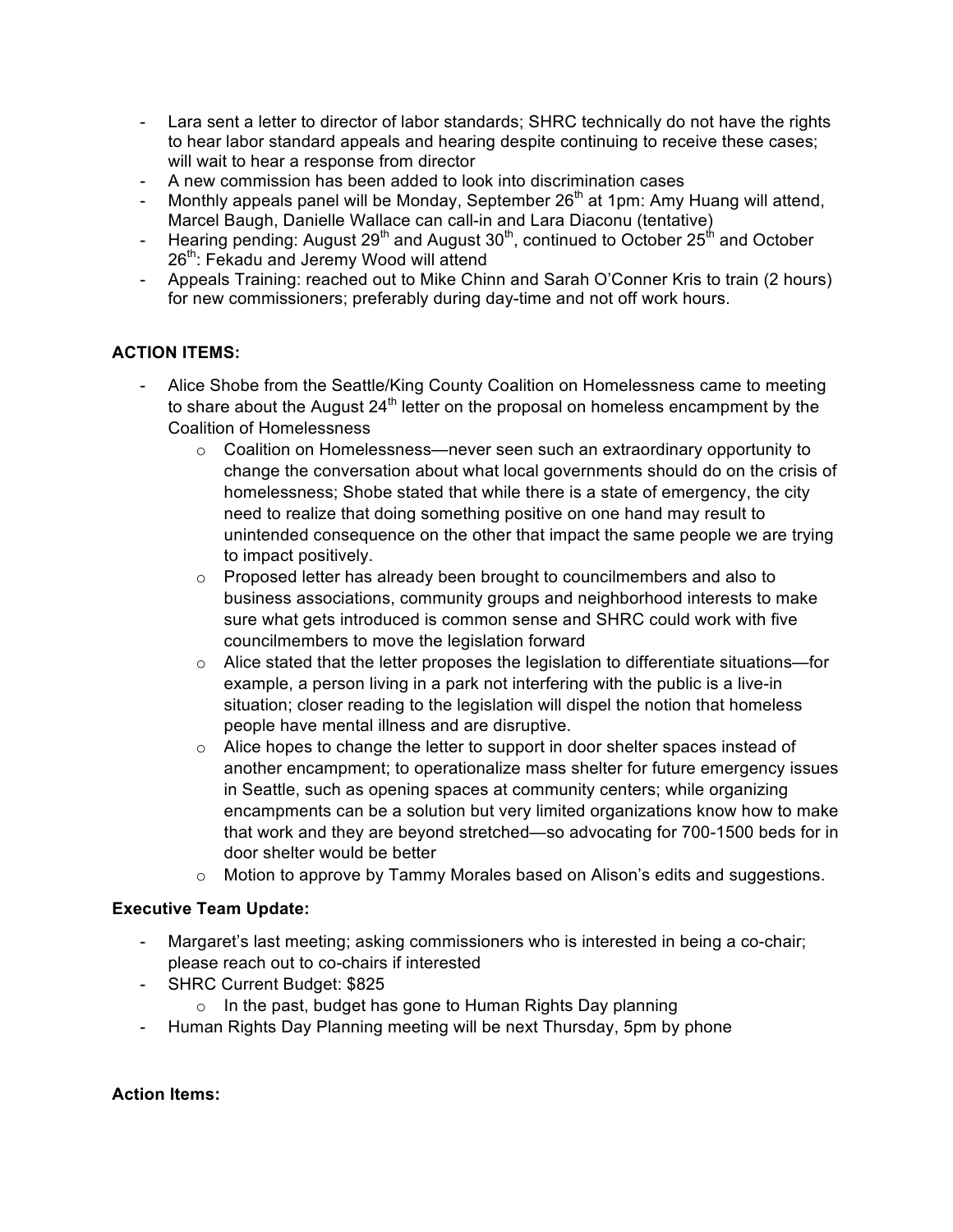- Lara sent a letter to director of labor standards; SHRC technically do not have the rights to hear labor standard appeals and hearing despite continuing to receive these cases; will wait to hear a response from director
- A new commission has been added to look into discrimination cases
- Monthly appeals panel will be Monday, September 26th at 1pm: Amy Huang will attend, Marcel Baugh, Danielle Wallace can call-in and Lara Diaconu (tentative)
- Hearing pending: August 29th and August 30th, continued to October 25th and October 26th: Fekadu and Jeremy Wood will attend
- Appeals Training: reached out to Mike Chinn and Sarah O'Conner Kris to train (2 hours) for new commissioners; preferably during day-time and not off work hours.

**ACTION ITEMS:**

- Alice Shobe from the Seattle/King County Coalition on Homelessness came to meeting to share about the August 24th letter on the proposal on homeless encampment by the Coalition of Homelessness
    - Coalition on Homelessness—never seen such an extraordinary opportunity to change the conversation about what local governments should do on the crisis of homelessness; Shobe stated that while there is a state of emergency, the city need to realize that doing something positive on one hand may result to unintended consequence on the other that impact the same people we are trying to impact positively.
    - Proposed letter has already been brought to councilmembers and also to business associations, community groups and neighborhood interests to make sure what gets introduced is common sense and SHRC could work with five councilmembers to move the legislation forward
    - Alice stated that the letter proposes the legislation to differentiate situations—for example, a person living in a park not interfering with the public is a live-in situation; closer reading to the legislation will dispel the notion that homeless people have mental illness and are disruptive.
    - Alice hopes to change the letter to support in door shelter spaces instead of another encampment; to operationalize mass shelter for future emergency issues in Seattle, such as opening spaces at community centers; while organizing encampments can be a solution but very limited organizations know how to make that work and they are beyond stretched—so advocating for 700-1500 beds for in door shelter would be better
    - Motion to approve by Tammy Morales based on Alison's edits and suggestions.

**Executive Team Update:**

- Margaret's last meeting; asking commissioners who is interested in being a co-chair; please reach out to co-chairs if interested
- SHRC Current Budget: $825
    - In the past, budget has gone to Human Rights Day planning
- Human Rights Day Planning meeting will be next Thursday, 5pm by phone

**Action Items:**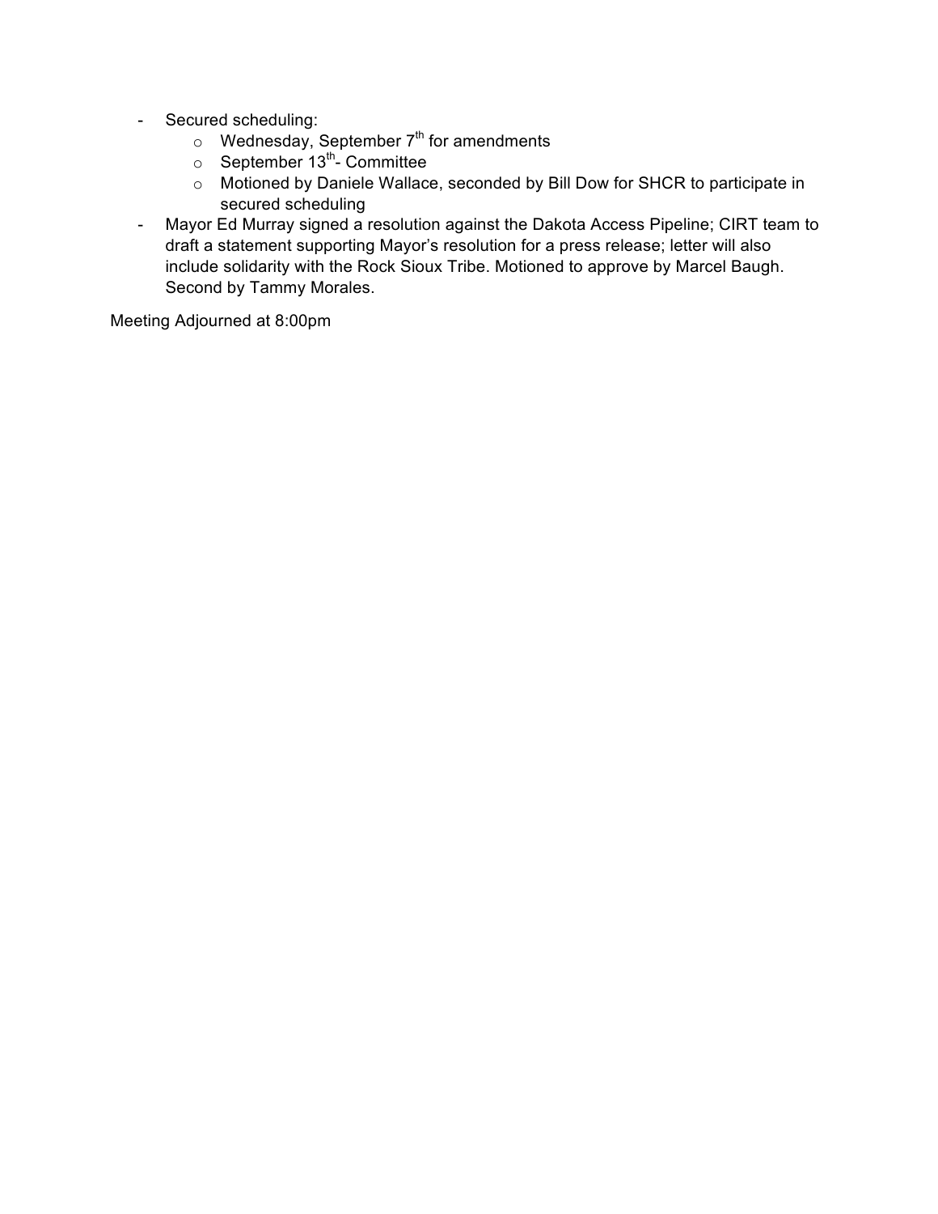- Secured scheduling:
    - Wednesday, September 7th for amendments
    - September 13th- Committee
    - Motioned by Daniele Wallace, seconded by Bill Dow for SHCR to participate in secured scheduling
- Mayor Ed Murray signed a resolution against the Dakota Access Pipeline; CIRT team to draft a statement supporting Mayor's resolution for a press release; letter will also include solidarity with the Rock Sioux Tribe. Motioned to approve by Marcel Baugh. Second by Tammy Morales.

Meeting Adjourned at 8:00pm